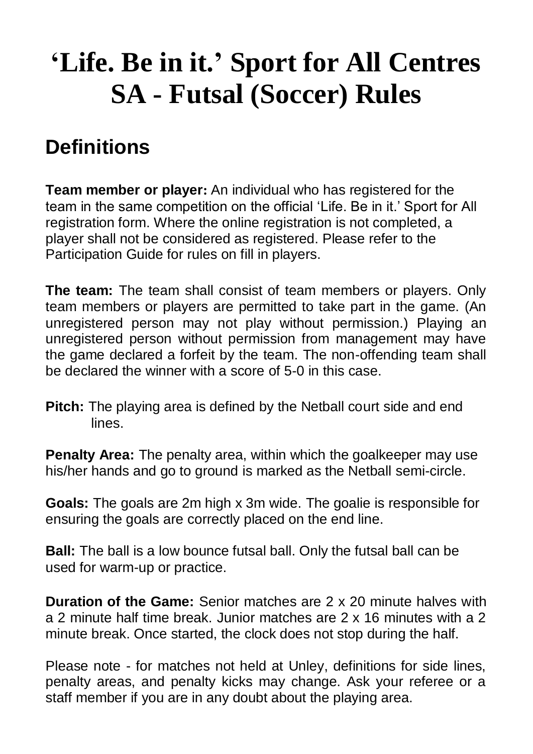# 'Life. Be in it.' Sport for All Centres SA - Futsal (Soccer) Rules

## Definitions

**Team member or player:** An individual who has registered for the team in the same competition on the official 'Life. Be in it.' Sport for All registration form. Where the online registration is not completed, a player shall not be considered as registered. Please refer to the Participation Guide for rules on fill in players.

**The team:** The team shall consist of team members or players. Only team members or players are permitted to take part in the game. (An unregistered person may not play without permission.) Playing an unregistered person without permission from management may have the game declared a forfeit by the team. The non-offending team shall be declared the winner with a score of 5-0 in this case.

**Pitch:** The playing area is defined by the Netball court side and end lines.

**Penalty Area:** The penalty area, within which the goalkeeper may use his/her hands and go to ground is marked as the Netball semi-circle.

**Goals:** The goals are 2m high x 3m wide. The goalie is responsible for ensuring the goals are correctly placed on the end line.

**Ball:** The ball is a low bounce futsal ball. Only the futsal ball can be used for warm-up or practice.

**Duration of the Game:** Senior matches are 2 x 20 minute halves with a 2 minute half time break. Junior matches are 2 x 16 minutes with a 2 minute break. Once started, the clock does not stop during the half.

Please note - for matches not held at Unley, definitions for side lines, penalty areas, and penalty kicks may change. Ask your referee or a staff member if you are in any doubt about the playing area.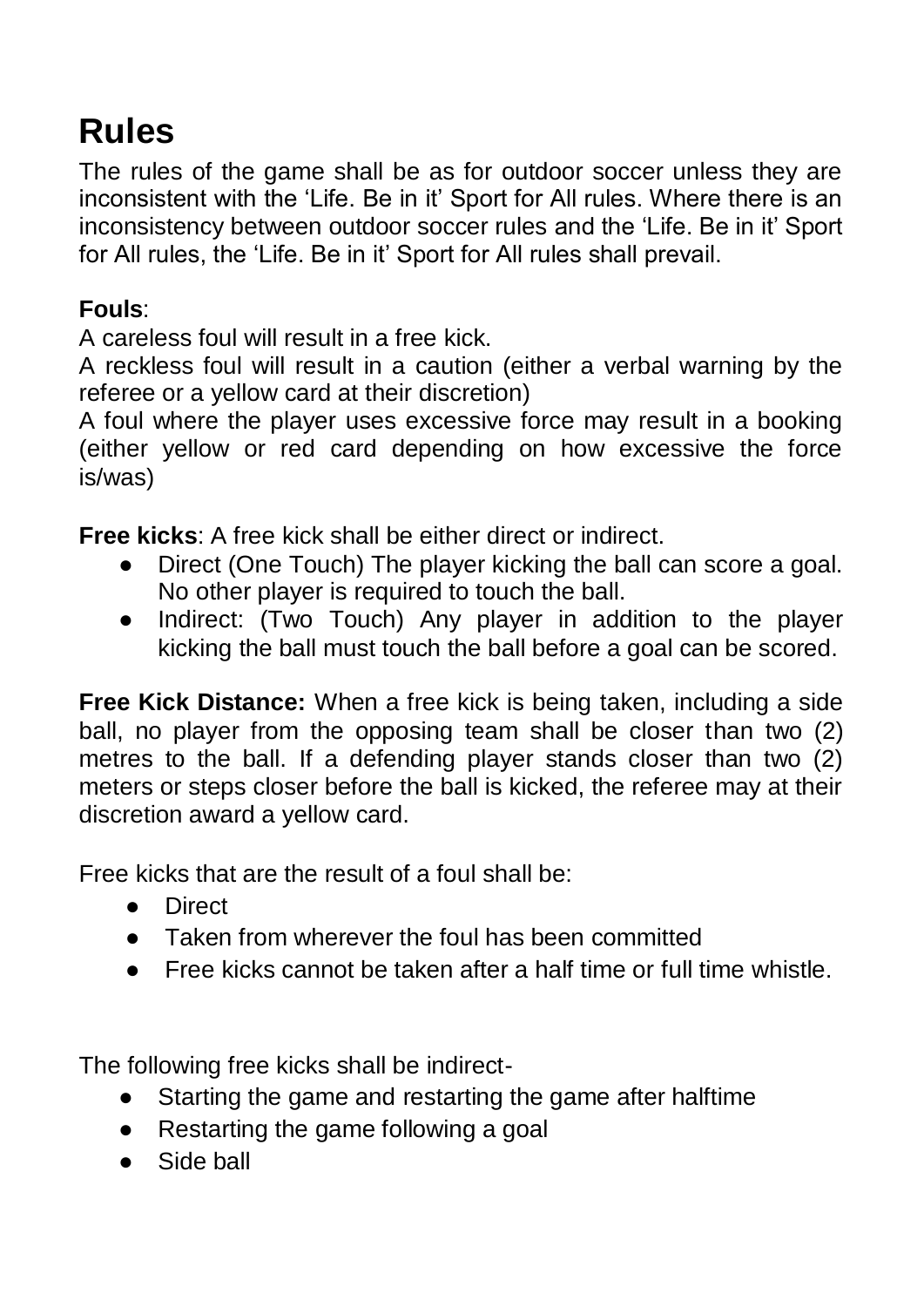# Rules

The rules of the game shall be as for outdoor soccer unless they are inconsistent with the 'Life. Be in it' Sport for All rules. Where there is an inconsistency between outdoor soccer rules and the 'Life. Be in it' Sport for All rules, the 'Life. Be in it' Sport for All rules shall prevail.

**Fouls**:
A careless foul will result in a free kick.
A reckless foul will result in a caution (either a verbal warning by the referee or a yellow card at their discretion)
A foul where the player uses excessive force may result in a booking (either yellow or red card depending on how excessive the force is/was)

**Free kicks**: A free kick shall be either direct or indirect.

- Direct (One Touch) The player kicking the ball can score a goal. No other player is required to touch the ball.
- Indirect: (Two Touch) Any player in addition to the player kicking the ball must touch the ball before a goal can be scored.

**Free Kick Distance:** When a free kick is being taken, including a side ball, no player from the opposing team shall be closer than two (2) metres to the ball. If a defending player stands closer than two (2) meters or steps closer before the ball is kicked, the referee may at their discretion award a yellow card.

Free kicks that are the result of a foul shall be:

- Direct
- Taken from wherever the foul has been committed
- Free kicks cannot be taken after a half time or full time whistle.

The following free kicks shall be indirect-

- Starting the game and restarting the game after halftime
- Restarting the game following a goal
- Side ball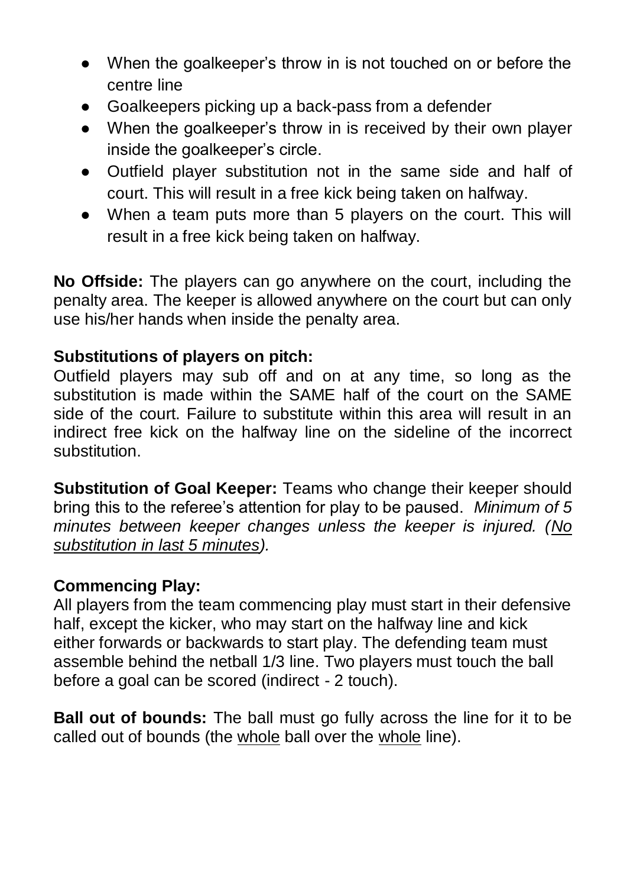- When the goalkeeper's throw in is not touched on or before the centre line
- Goalkeepers picking up a back-pass from a defender
- When the goalkeeper's throw in is received by their own player inside the goalkeeper's circle.
- Outfield player substitution not in the same side and half of court. This will result in a free kick being taken on halfway.
- When a team puts more than 5 players on the court. This will result in a free kick being taken on halfway.

**No Offside:** The players can go anywhere on the court, including the penalty area. The keeper is allowed anywhere on the court but can only use his/her hands when inside the penalty area.

**Substitutions of players on pitch:**

Outfield players may sub off and on at any time, so long as the substitution is made within the SAME half of the court on the SAME side of the court. Failure to substitute within this area will result in an indirect free kick on the halfway line on the sideline of the incorrect substitution.

**Substitution of Goal Keeper:** Teams who change their keeper should bring this to the referee's attention for play to be paused. *Minimum of 5 minutes between keeper changes unless the keeper is injured. (<u>No substitution in last 5 minutes</u>).*

**Commencing Play:**

All players from the team commencing play must start in their defensive half, except the kicker, who may start on the halfway line and kick either forwards or backwards to start play. The defending team must assemble behind the netball 1/3 line. Two players must touch the ball before a goal can be scored (indirect - 2 touch).

**Ball out of bounds:** The ball must go fully across the line for it to be called out of bounds (the <u>whole</u> ball over the <u>whole</u> line).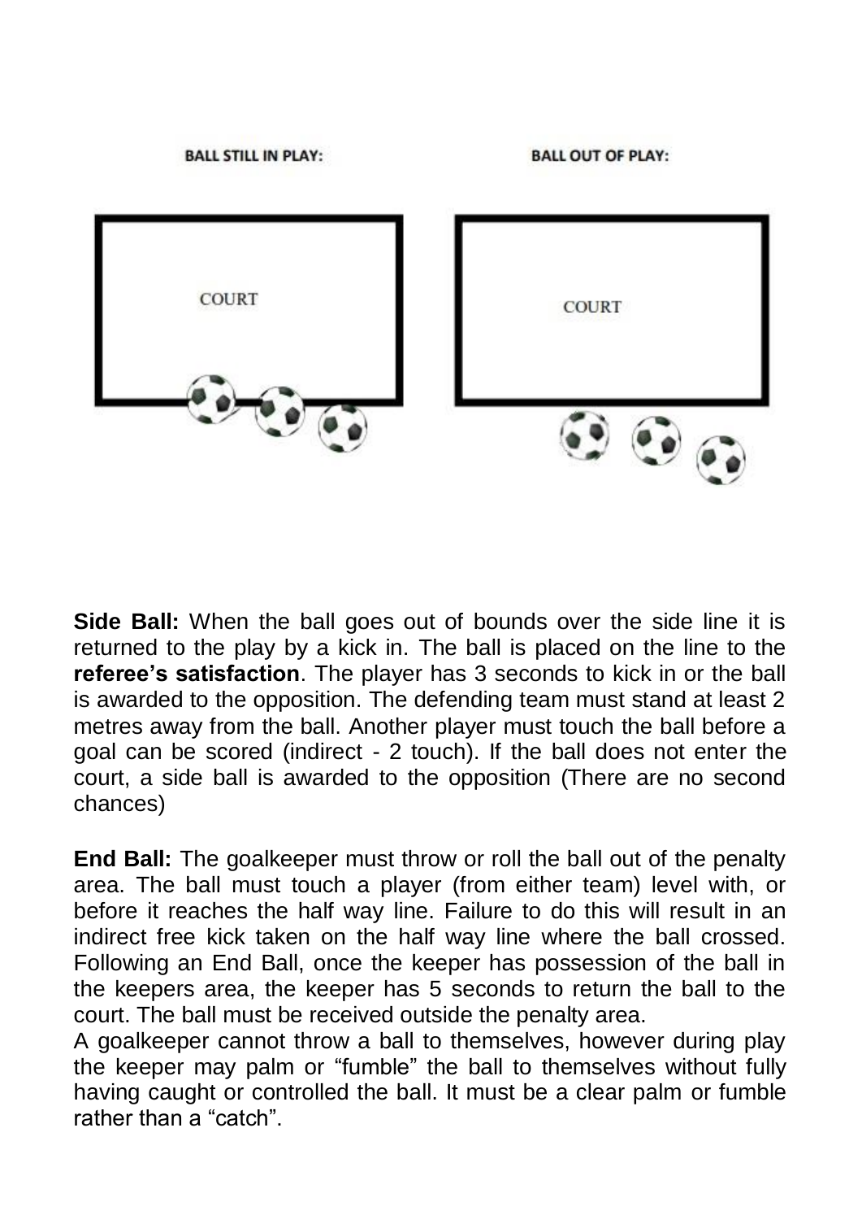BALL STILL IN PLAY: BALL OUT OF PLAY:

COURT COURT

**Side Ball:** When the ball goes out of bounds over the side line it is returned to the play by a kick in. The ball is placed on the line to the **referee's satisfaction**. The player has 3 seconds to kick in or the ball is awarded to the opposition. The defending team must stand at least 2 metres away from the ball. Another player must touch the ball before a goal can be scored (indirect - 2 touch). If the ball does not enter the court, a side ball is awarded to the opposition (There are no second chances)

**End Ball:** The goalkeeper must throw or roll the ball out of the penalty area. The ball must touch a player (from either team) level with, or before it reaches the half way line. Failure to do this will result in an indirect free kick taken on the half way line where the ball crossed. Following an End Ball, once the keeper has possession of the ball in the keepers area, the keeper has 5 seconds to return the ball to the court. The ball must be received outside the penalty area.
A goalkeeper cannot throw a ball to themselves, however during play the keeper may palm or "fumble" the ball to themselves without fully having caught or controlled the ball. It must be a clear palm or fumble rather than a "catch".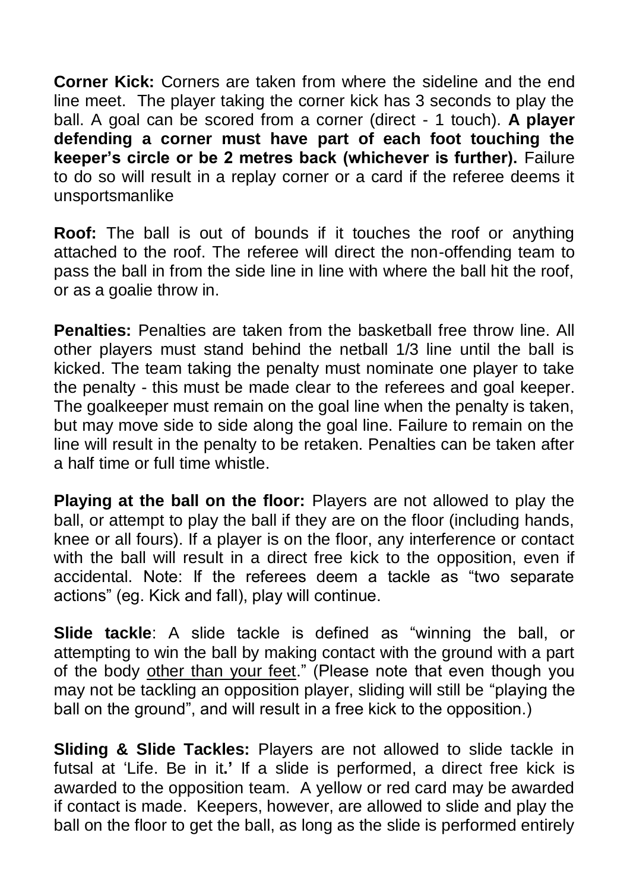**Corner Kick:** Corners are taken from where the sideline and the end line meet. The player taking the corner kick has 3 seconds to play the ball. A goal can be scored from a corner (direct - 1 touch). **A player defending a corner must have part of each foot touching the keeper's circle or be 2 metres back (whichever is further).** Failure to do so will result in a replay corner or a card if the referee deems it unsportsmanlike

**Roof:** The ball is out of bounds if it touches the roof or anything attached to the roof. The referee will direct the non-offending team to pass the ball in from the side line in line with where the ball hit the roof, or as a goalie throw in.

**Penalties:** Penalties are taken from the basketball free throw line. All other players must stand behind the netball 1/3 line until the ball is kicked. The team taking the penalty must nominate one player to take the penalty - this must be made clear to the referees and goal keeper. The goalkeeper must remain on the goal line when the penalty is taken, but may move side to side along the goal line. Failure to remain on the line will result in the penalty to be retaken. Penalties can be taken after a half time or full time whistle.

**Playing at the ball on the floor:** Players are not allowed to play the ball, or attempt to play the ball if they are on the floor (including hands, knee or all fours). If a player is on the floor, any interference or contact with the ball will result in a direct free kick to the opposition, even if accidental. Note: If the referees deem a tackle as "two separate actions" (eg. Kick and fall), play will continue.

**Slide tackle**: A slide tackle is defined as "winning the ball, or attempting to win the ball by making contact with the ground with a part of the body other than your feet." (Please note that even though you may not be tackling an opposition player, sliding will still be "playing the ball on the ground", and will result in a free kick to the opposition.)

**Sliding & Slide Tackles:** Players are not allowed to slide tackle in futsal at 'Life. Be in it**.'** If a slide is performed, a direct free kick is awarded to the opposition team. A yellow or red card may be awarded if contact is made. Keepers, however, are allowed to slide and play the ball on the floor to get the ball, as long as the slide is performed entirely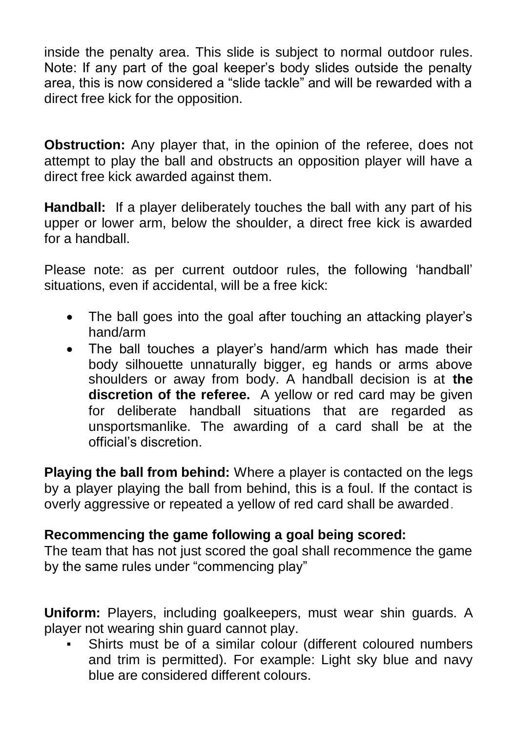inside the penalty area. This slide is subject to normal outdoor rules. Note: If any part of the goal keeper's body slides outside the penalty area, this is now considered a "slide tackle" and will be rewarded with a direct free kick for the opposition.

**Obstruction:** Any player that, in the opinion of the referee, does not attempt to play the ball and obstructs an opposition player will have a direct free kick awarded against them.

**Handball:** If a player deliberately touches the ball with any part of his upper or lower arm, below the shoulder, a direct free kick is awarded for a handball.

Please note: as per current outdoor rules, the following 'handball' situations, even if accidental, will be a free kick:

- The ball goes into the goal after touching an attacking player's hand/arm
- The ball touches a player's hand/arm which has made their body silhouette unnaturally bigger, eg hands or arms above shoulders or away from body. A handball decision is at **the discretion of the referee.** A yellow or red card may be given for deliberate handball situations that are regarded as unsportsmanlike. The awarding of a card shall be at the official's discretion.

**Playing the ball from behind:** Where a player is contacted on the legs by a player playing the ball from behind, this is a foul. If the contact is overly aggressive or repeated a yellow of red card shall be awarded.

**Recommencing the game following a goal being scored:**
The team that has not just scored the goal shall recommence the game by the same rules under "commencing play"

**Uniform:** Players, including goalkeepers, must wear shin guards. A player not wearing shin guard cannot play.

- Shirts must be of a similar colour (different coloured numbers and trim is permitted). For example: Light sky blue and navy blue are considered different colours.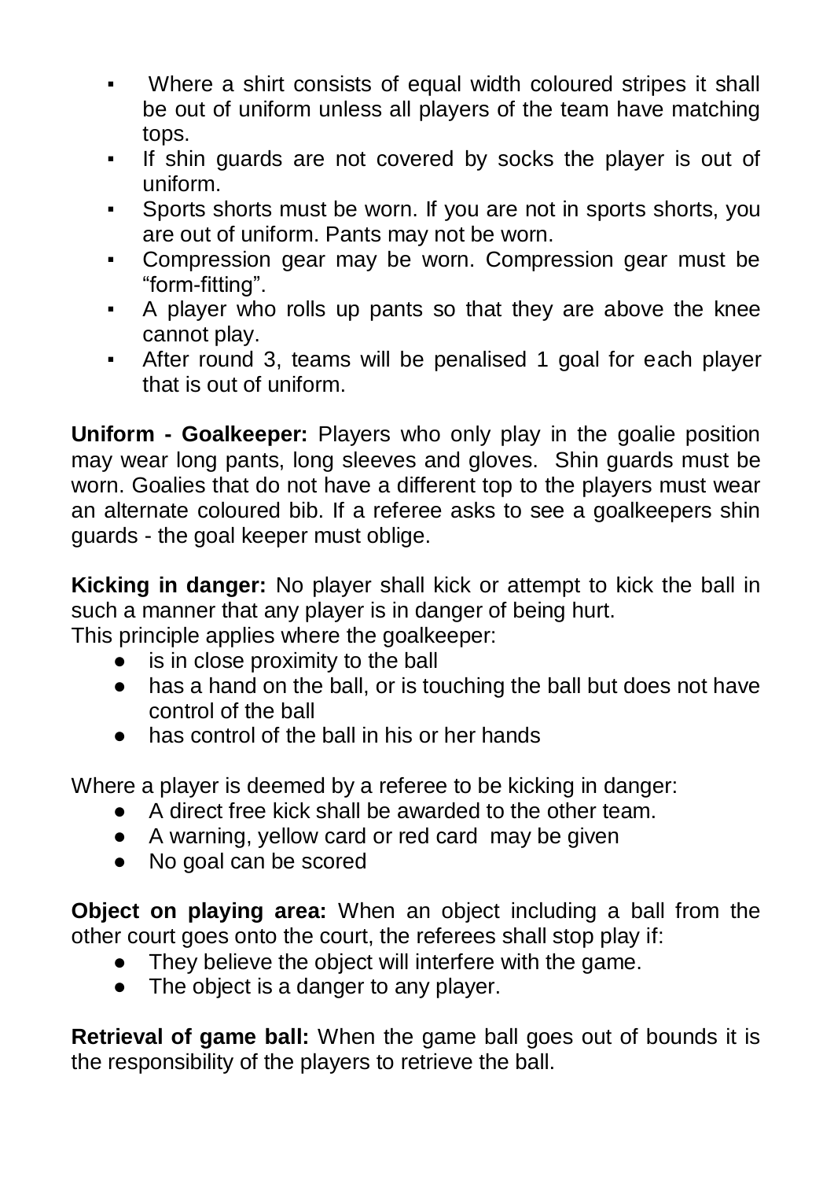- Where a shirt consists of equal width coloured stripes it shall be out of uniform unless all players of the team have matching tops.
- If shin guards are not covered by socks the player is out of uniform.
- Sports shorts must be worn. If you are not in sports shorts, you are out of uniform. Pants may not be worn.
- Compression gear may be worn. Compression gear must be "form-fitting".
- A player who rolls up pants so that they are above the knee cannot play.
- After round 3, teams will be penalised 1 goal for each player that is out of uniform.

**Uniform - Goalkeeper:** Players who only play in the goalie position may wear long pants, long sleeves and gloves. Shin guards must be worn. Goalies that do not have a different top to the players must wear an alternate coloured bib. If a referee asks to see a goalkeepers shin guards - the goal keeper must oblige.

**Kicking in danger:** No player shall kick or attempt to kick the ball in such a manner that any player is in danger of being hurt.
This principle applies where the goalkeeper:

- is in close proximity to the ball
- has a hand on the ball, or is touching the ball but does not have control of the ball
- has control of the ball in his or her hands

Where a player is deemed by a referee to be kicking in danger:

- A direct free kick shall be awarded to the other team.
- A warning, yellow card or red card may be given
- No goal can be scored

**Object on playing area:** When an object including a ball from the other court goes onto the court, the referees shall stop play if:

- They believe the object will interfere with the game.
- The object is a danger to any player.

**Retrieval of game ball:** When the game ball goes out of bounds it is the responsibility of the players to retrieve the ball.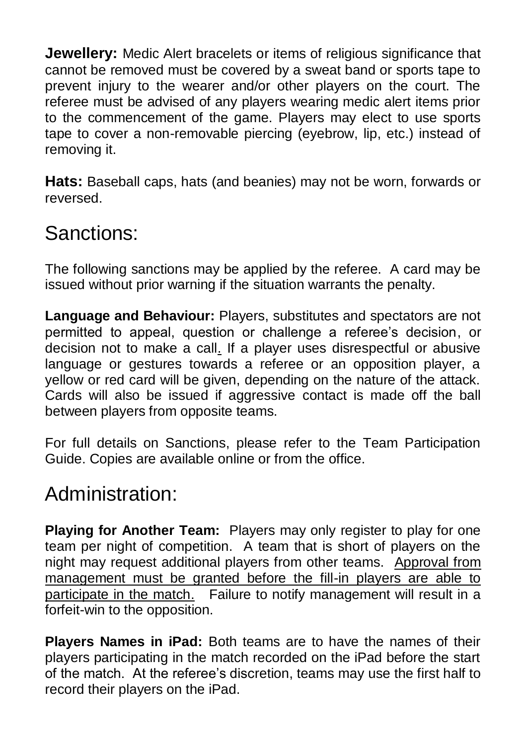**Jewellery:** Medic Alert bracelets or items of religious significance that cannot be removed must be covered by a sweat band or sports tape to prevent injury to the wearer and/or other players on the court. The referee must be advised of any players wearing medic alert items prior to the commencement of the game. Players may elect to use sports tape to cover a non-removable piercing (eyebrow, lip, etc.) instead of removing it.

**Hats:** Baseball caps, hats (and beanies) may not be worn, forwards or reversed.

# Sanctions:

The following sanctions may be applied by the referee. A card may be issued without prior warning if the situation warrants the penalty.

**Language and Behaviour:** Players, substitutes and spectators are not permitted to appeal, question or challenge a referee's decision, or decision not to make a call. If a player uses disrespectful or abusive language or gestures towards a referee or an opposition player, a yellow or red card will be given, depending on the nature of the attack. Cards will also be issued if aggressive contact is made off the ball between players from opposite teams.

For full details on Sanctions, please refer to the Team Participation Guide. Copies are available online or from the office.

# Administration:

**Playing for Another Team:** Players may only register to play for one team per night of competition. A team that is short of players on the night may request additional players from other teams. <u>Approval from management must be granted before the fill-in players are able to participate in the match.</u> Failure to notify management will result in a forfeit-win to the opposition.

**Players Names in iPad:** Both teams are to have the names of their players participating in the match recorded on the iPad before the start of the match. At the referee's discretion, teams may use the first half to record their players on the iPad.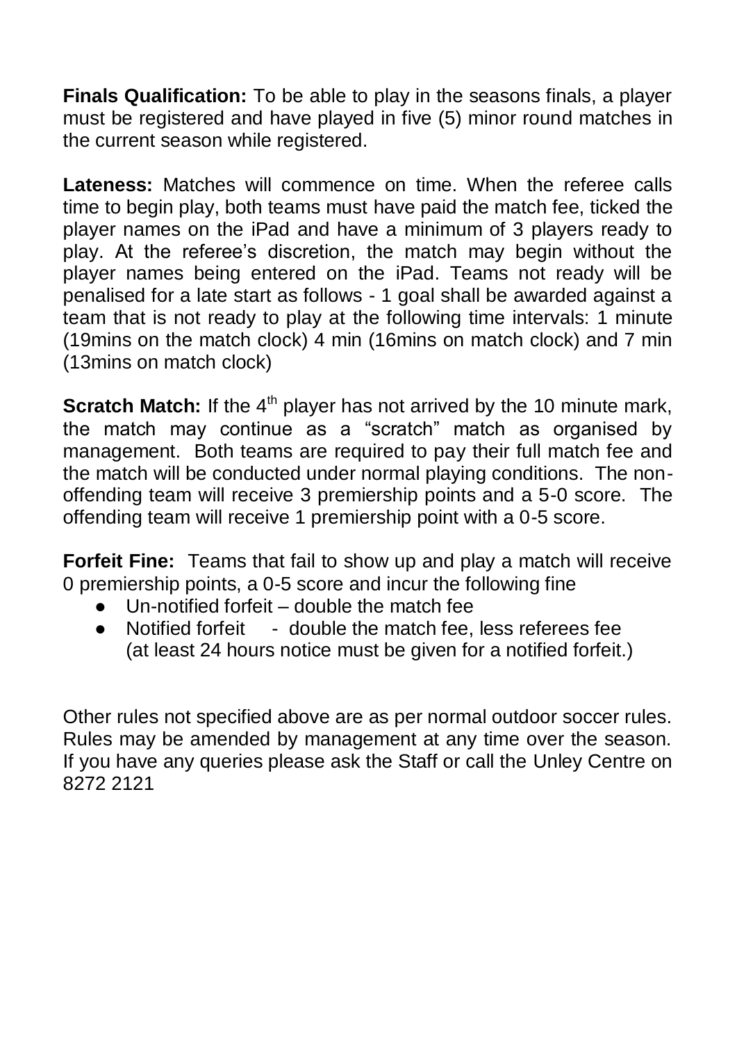**Finals Qualification:** To be able to play in the seasons finals, a player must be registered and have played in five (5) minor round matches in the current season while registered.

**Lateness:** Matches will commence on time. When the referee calls time to begin play, both teams must have paid the match fee, ticked the player names on the iPad and have a minimum of 3 players ready to play. At the referee's discretion, the match may begin without the player names being entered on the iPad. Teams not ready will be penalised for a late start as follows - 1 goal shall be awarded against a team that is not ready to play at the following time intervals: 1 minute (19mins on the match clock) 4 min (16mins on match clock) and 7 min (13mins on match clock)

**Scratch Match:** If the 4th player has not arrived by the 10 minute mark, the match may continue as a "scratch" match as organised by management. Both teams are required to pay their full match fee and the match will be conducted under normal playing conditions. The non-offending team will receive 3 premiership points and a 5-0 score. The offending team will receive 1 premiership point with a 0-5 score.

**Forfeit Fine:** Teams that fail to show up and play a match will receive 0 premiership points, a 0-5 score and incur the following fine

- Un-notified forfeit – double the match fee
- Notified forfeit - double the match fee, less referees fee (at least 24 hours notice must be given for a notified forfeit.)

Other rules not specified above are as per normal outdoor soccer rules. Rules may be amended by management at any time over the season. If you have any queries please ask the Staff or call the Unley Centre on 8272 2121